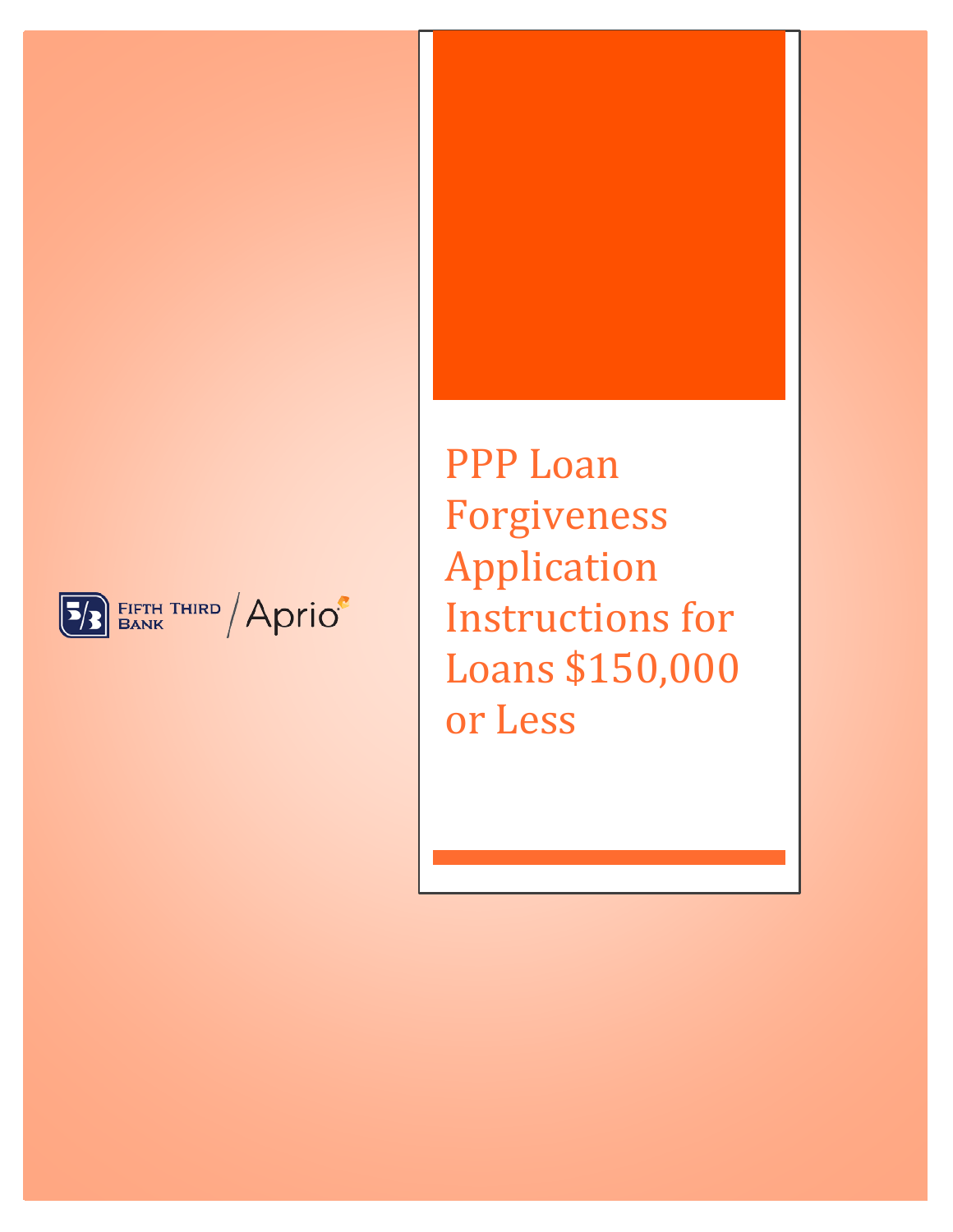Fifth Third Bank / Aprio

# PPP Loan Forgiveness Application Instructions for Loans $150,000 or Less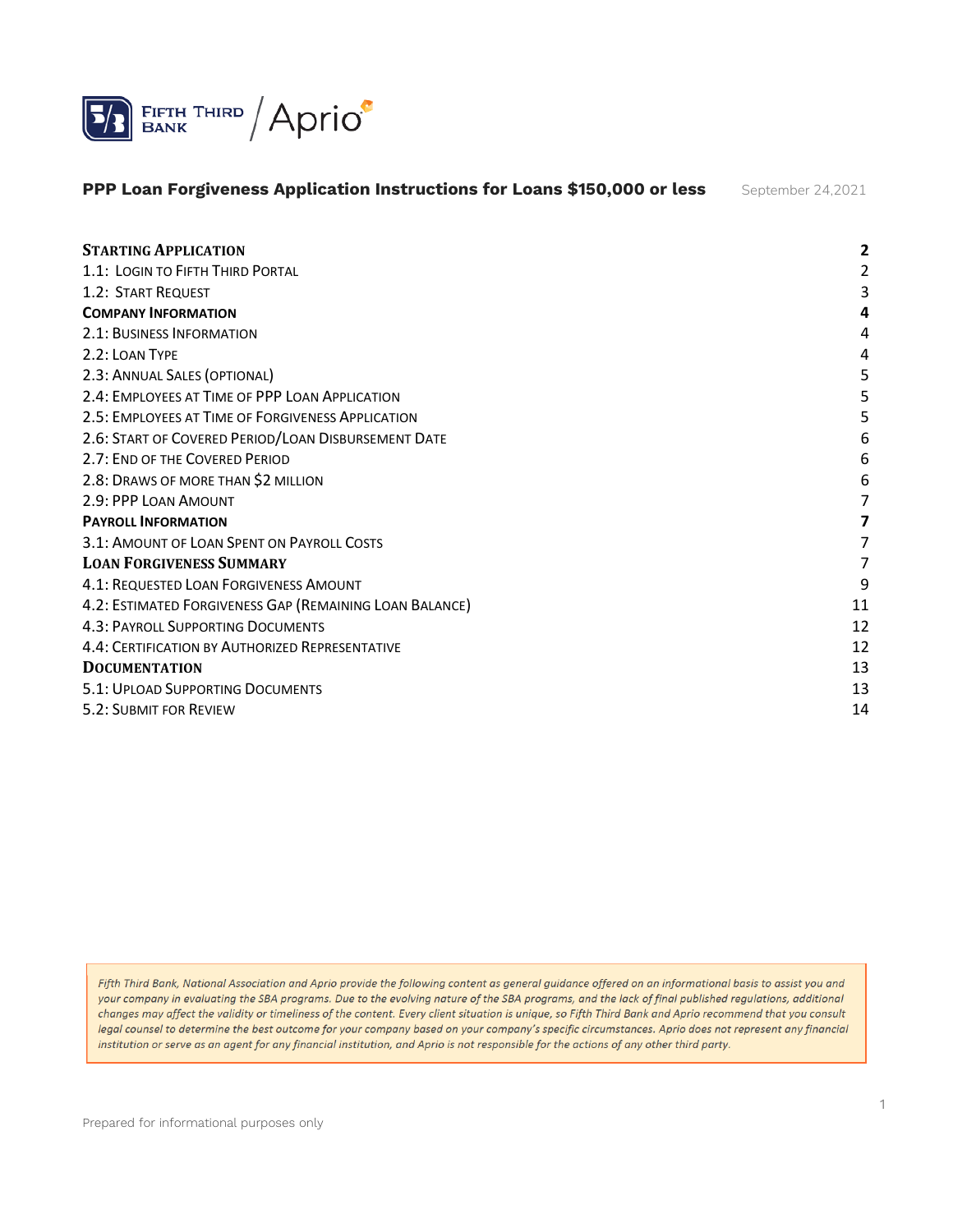**PPP Loan Forgiveness Application Instructions for Loans $150,000 or less** September 24,2021

| | |
|---|---|
| **Starting Application** | **2** |
| 1.1: Login to Fifth Third Portal | 2 |
| 1.2: Start Request | 3 |
| **Company Information** | **4** |
| 2.1: Business Information | 4 |
| 2.2: Loan Type | 4 |
| 2.3: Annual Sales (Optional) | 5 |
| 2.4: Employees at Time of PPP Loan Application | 5 |
| 2.5: Employees at Time of Forgiveness Application | 5 |
| 2.6: Start of Covered Period/Loan Disbursement Date | 6 |
| 2.7: End of the Covered Period | 6 |
| 2.8: Draws of more than $2 million | 6 |
| 2.9: PPP Loan Amount | 7 |
| **Payroll Information** | **7** |
| 3.1: Amount of Loan Spent on Payroll Costs | 7 |
| **Loan Forgiveness Summary** | **7** |
| 4.1: Requested Loan Forgiveness Amount | 9 |
| 4.2: Estimated Forgiveness Gap (Remaining Loan Balance) | 11 |
| 4.3: Payroll Supporting Documents | 12 |
| 4.4: Certification by Authorized Representative | 12 |
| **Documentation** | **13** |
| 5.1: Upload Supporting Documents | 13 |
| 5.2: Submit for Review | 14 |

*Fifth Third Bank, National Association and Aprio provide the following content as general guidance offered on an informational basis to assist you and your company in evaluating the SBA programs. Due to the evolving nature of the SBA programs, and the lack of final published regulations, additional changes may affect the validity or timeliness of the content. Every client situation is unique, so Fifth Third Bank and Aprio recommend that you consult legal counsel to determine the best outcome for your company based on your company's specific circumstances. Aprio does not represent any financial institution or serve as an agent for any financial institution, and Aprio is not responsible for the actions of any other third party.*

Prepared for informational purposes only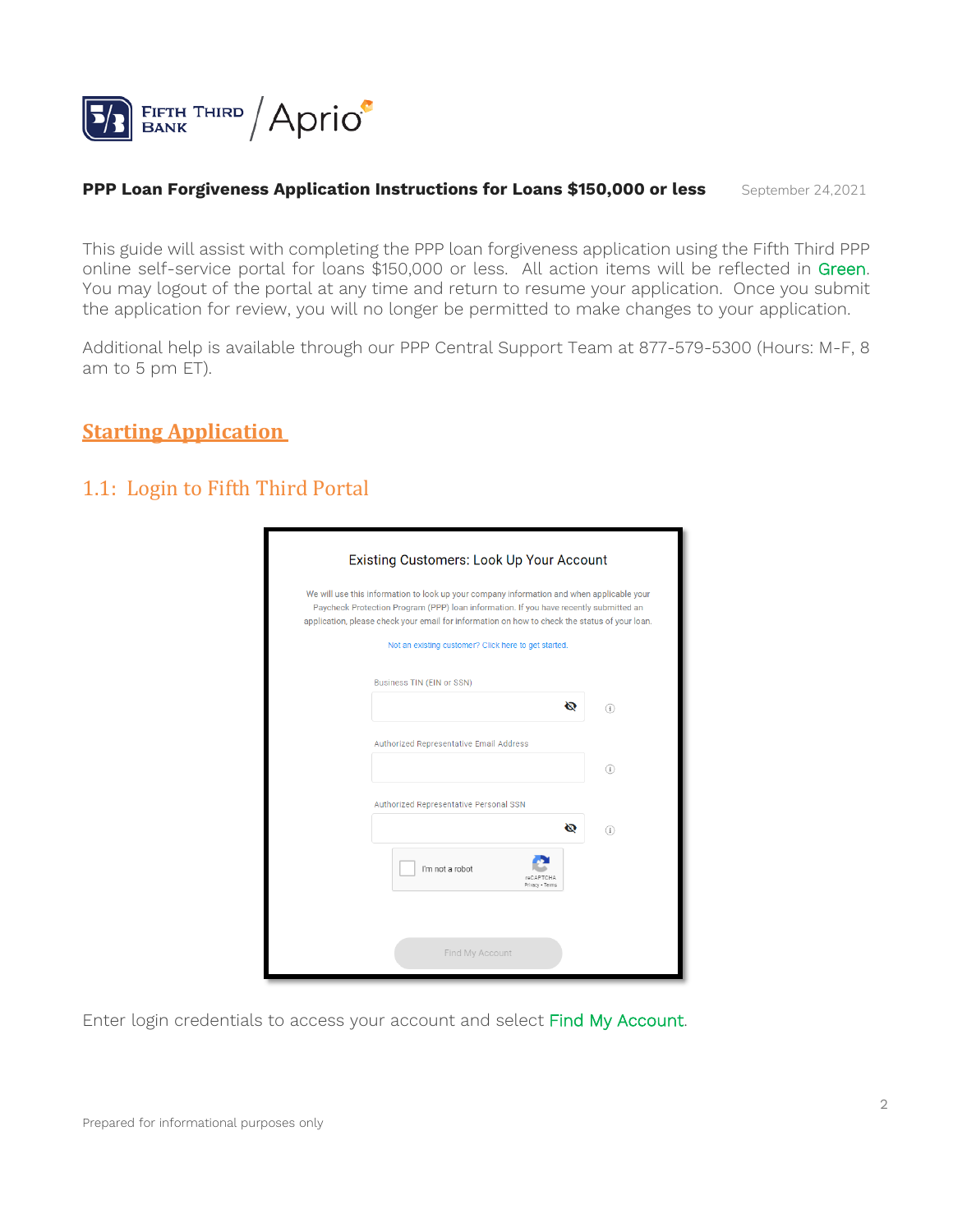**PPP Loan Forgiveness Application Instructions for Loans $150,000 or less** September 24,2021

This guide will assist with completing the PPP loan forgiveness application using the Fifth Third PPP online self-service portal for loans $150,000 or less. All action items will be reflected in Green. You may logout of the portal at any time and return to resume your application. Once you submit the application for review, you will no longer be permitted to make changes to your application.

Additional help is available through our PPP Central Support Team at 877-579-5300 (Hours: M-F, 8 am to 5 pm ET).

# Starting Application

## 1.1: Login to Fifth Third Portal

Existing Customers: Look Up Your Account

We will use this information to look up your company information and when applicable your Paycheck Protection Program (PPP) loan information. If you have recently submitted an application, please check your email for information on how to check the status of your loan.

Not an existing customer? Click here to get started.

Business TIN (EIN or SSN)

Authorized Representative Email Address

Authorized Representative Personal SSN

I'm not a robot

Find My Account

Enter login credentials to access your account and select Find My Account.

Prepared for informational purposes only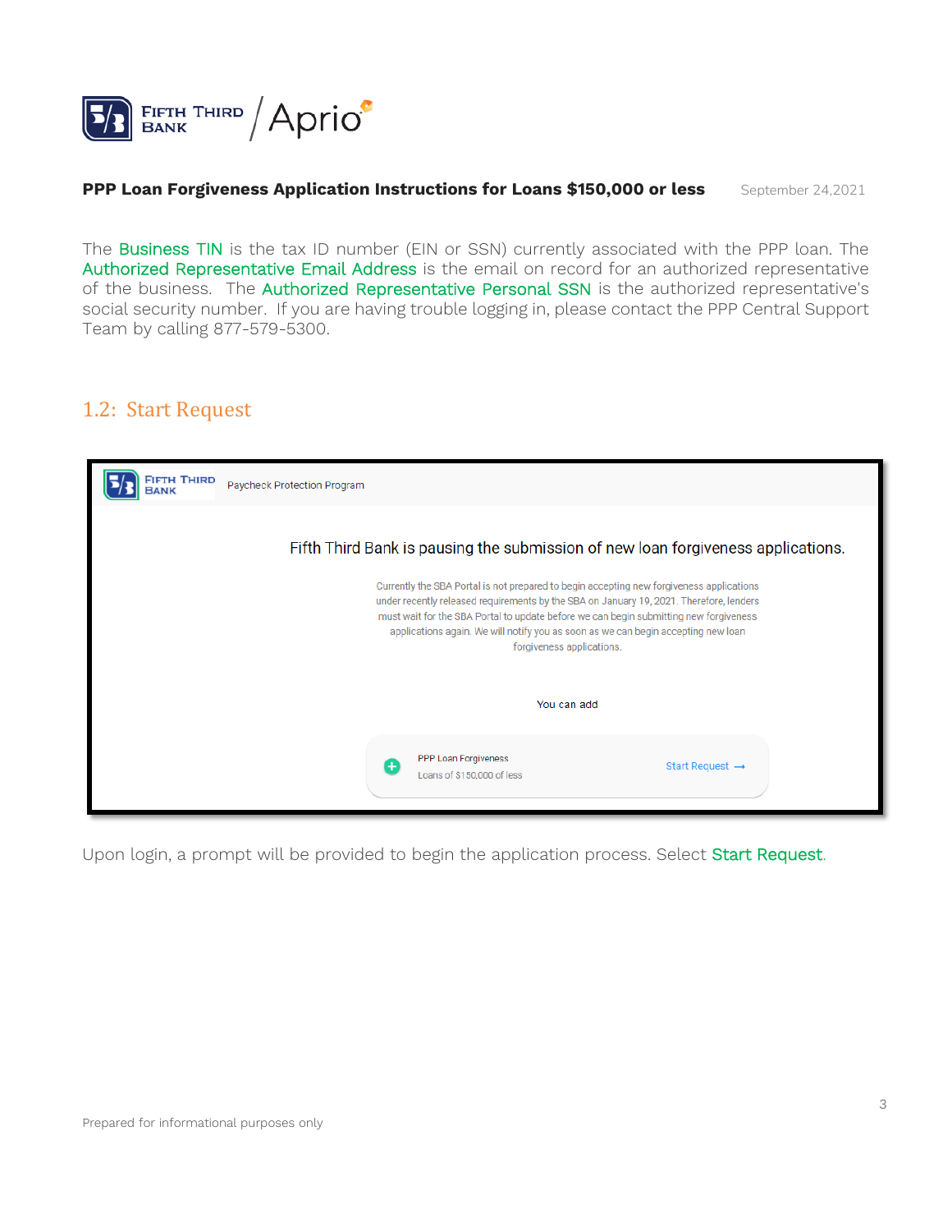**PPP Loan Forgiveness Application Instructions for Loans $150,000 or less** September 24,2021

The Business TIN is the tax ID number (EIN or SSN) currently associated with the PPP loan. The Authorized Representative Email Address is the email on record for an authorized representative of the business. The Authorized Representative Personal SSN is the authorized representative's social security number. If you are having trouble logging in, please contact the PPP Central Support Team by calling 877-579-5300.

## 1.2: Start Request

Fifth Third Bank | Paycheck Protection Program

Fifth Third Bank is pausing the submission of new loan forgiveness applications.

Currently the SBA Portal is not prepared to begin accepting new forgiveness applications under recently released requirements by the SBA on January 19, 2021. Therefore, lenders must wait for the SBA Portal to update before we can begin submitting new forgiveness applications again. We will notify you as soon as we can begin accepting new loan forgiveness applications.

You can add

PPP Loan Forgiveness
Loans of $150,000 of less
Start Request →

Upon login, a prompt will be provided to begin the application process. Select Start Request.

Prepared for informational purposes only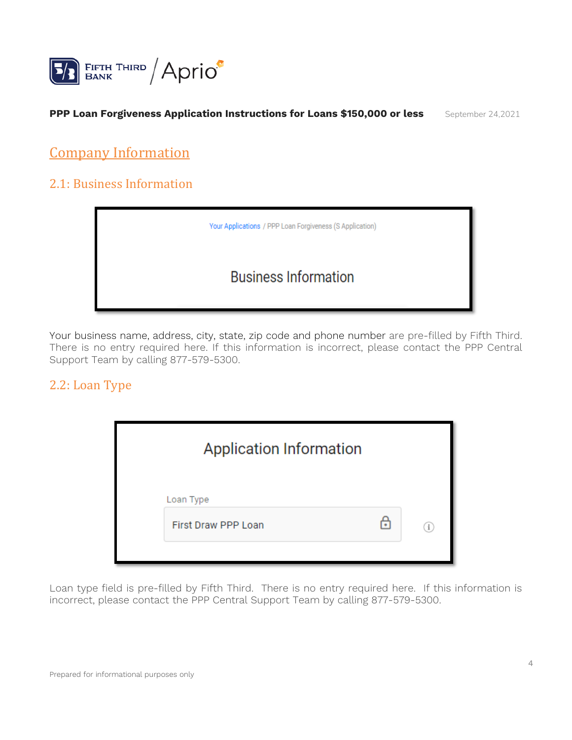**PPP Loan Forgiveness Application Instructions for Loans $150,000 or less** September 24,2021

# Company Information

## 2.1: Business Information

Your Applications / PPP Loan Forgiveness (S Application)

Business Information

Your business name, address, city, state, zip code and phone number are pre-filled by Fifth Third. There is no entry required here. If this information is incorrect, please contact the PPP Central Support Team by calling 877-579-5300.

## 2.2: Loan Type

Application Information

Loan Type

First Draw PPP Loan

Loan type field is pre-filled by Fifth Third. There is no entry required here. If this information is incorrect, please contact the PPP Central Support Team by calling 877-579-5300.

Prepared for informational purposes only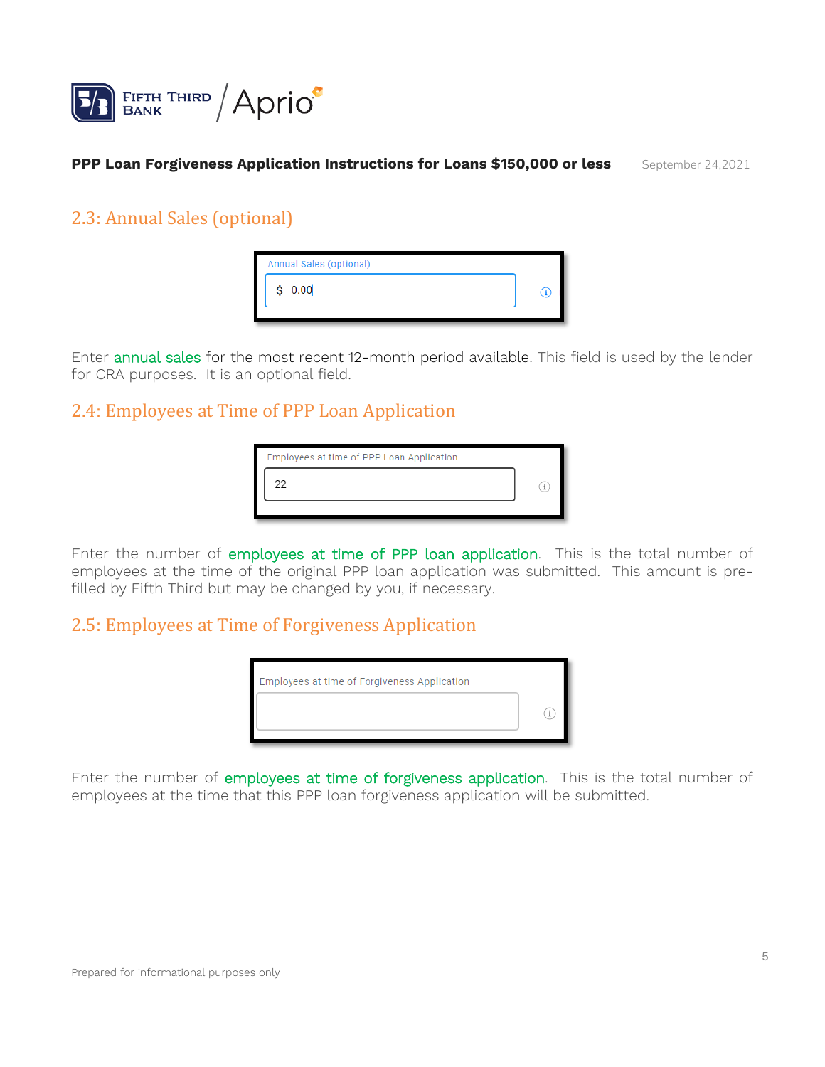## 2.3: Annual Sales (optional)

Annual Sales (optional)

$ 0.00

Enter annual sales for the most recent 12-month period available. This field is used by the lender for CRA purposes. It is an optional field.

## 2.4: Employees at Time of PPP Loan Application

Employees at time of PPP Loan Application

22

Enter the number of employees at time of PPP loan application. This is the total number of employees at the time of the original PPP loan application was submitted. This amount is pre-filled by Fifth Third but may be changed by you, if necessary.

## 2.5: Employees at Time of Forgiveness Application

Employees at time of Forgiveness Application

Enter the number of employees at time of forgiveness application. This is the total number of employees at the time that this PPP loan forgiveness application will be submitted.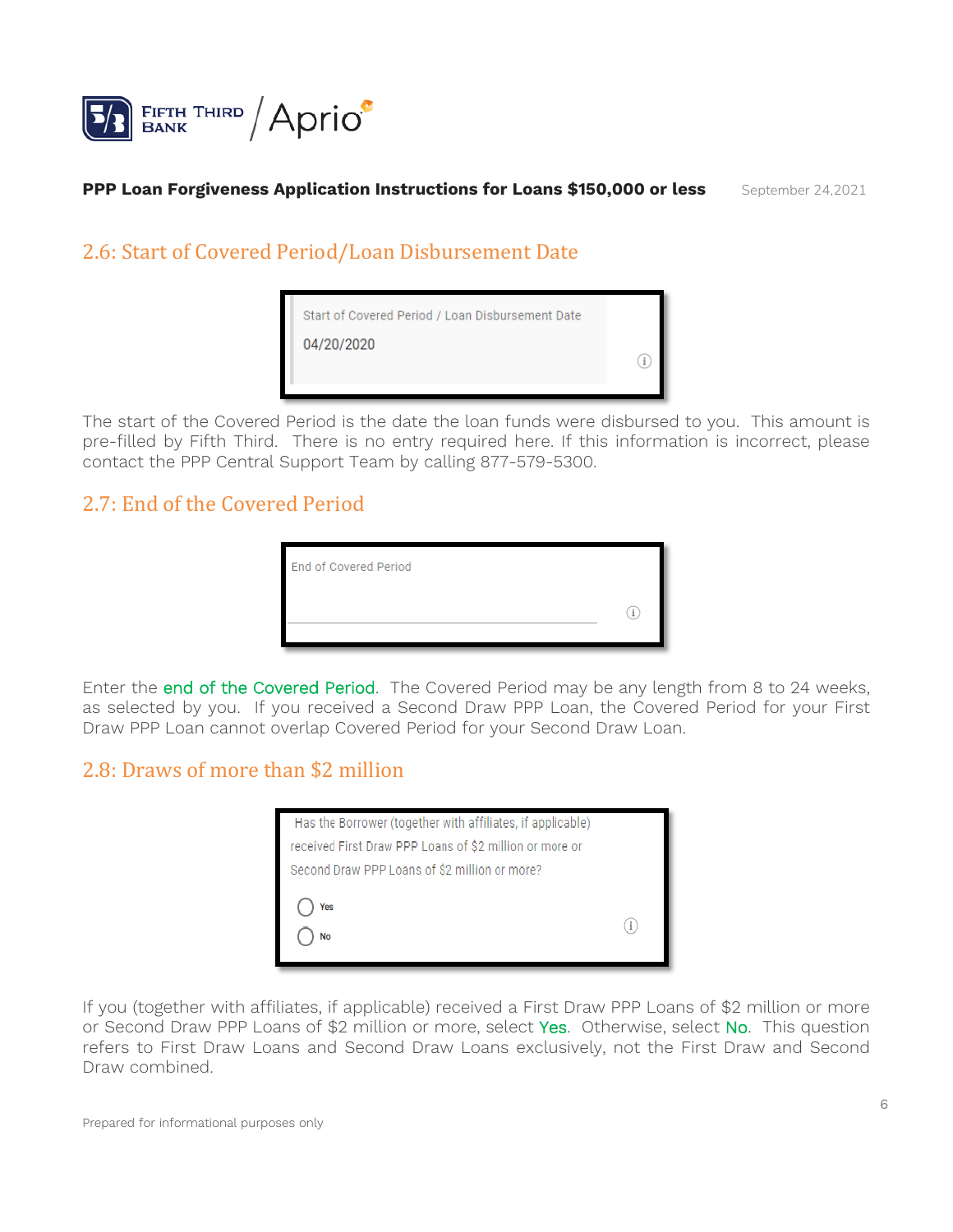## 2.6: Start of Covered Period/Loan Disbursement Date

Start of Covered Period / Loan Disbursement Date

04/20/2020

The start of the Covered Period is the date the loan funds were disbursed to you. This amount is pre-filled by Fifth Third. There is no entry required here. If this information is incorrect, please contact the PPP Central Support Team by calling 877-579-5300.

## 2.7: End of the Covered Period

End of Covered Period

Enter the end of the Covered Period. The Covered Period may be any length from 8 to 24 weeks, as selected by you. If you received a Second Draw PPP Loan, the Covered Period for your First Draw PPP Loan cannot overlap Covered Period for your Second Draw Loan.

## 2.8: Draws of more than $2 million

Has the Borrower (together with affiliates, if applicable) received First Draw PPP Loans of $2 million or more or Second Draw PPP Loans of $2 million or more?

- Yes
- No

If you (together with affiliates, if applicable) received a First Draw PPP Loans of $2 million or more or Second Draw PPP Loans of $2 million or more, select Yes. Otherwise, select No. This question refers to First Draw Loans and Second Draw Loans exclusively, not the First Draw and Second Draw combined.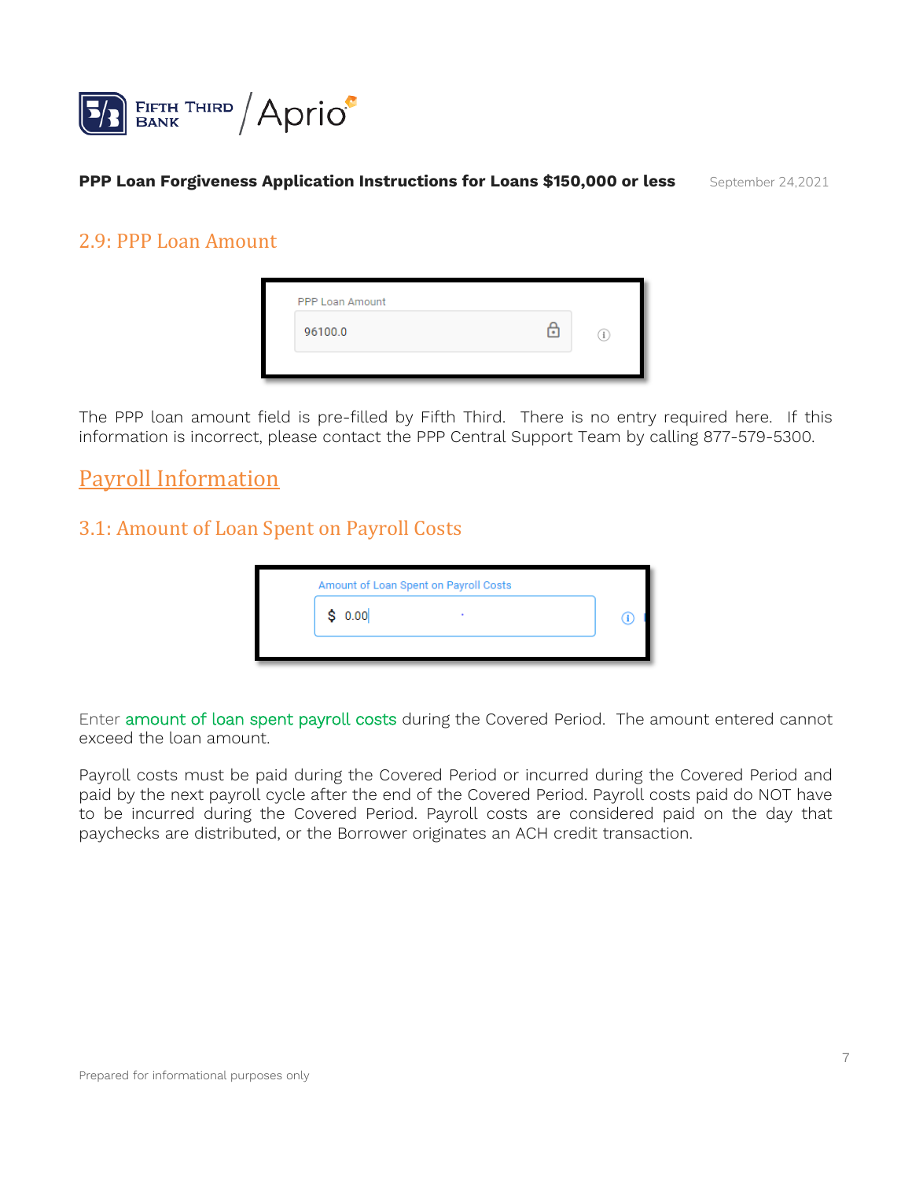**PPP Loan Forgiveness Application Instructions for Loans $150,000 or less** September 24,2021

## 2.9: PPP Loan Amount

PPP Loan Amount

96100.0

The PPP loan amount field is pre-filled by Fifth Third. There is no entry required here. If this information is incorrect, please contact the PPP Central Support Team by calling 877-579-5300.

# Payroll Information

## 3.1: Amount of Loan Spent on Payroll Costs

Amount of Loan Spent on Payroll Costs

$ 0.00

Enter amount of loan spent payroll costs during the Covered Period. The amount entered cannot exceed the loan amount.

Payroll costs must be paid during the Covered Period or incurred during the Covered Period and paid by the next payroll cycle after the end of the Covered Period. Payroll costs paid do NOT have to be incurred during the Covered Period. Payroll costs are considered paid on the day that paychecks are distributed, or the Borrower originates an ACH credit transaction.

Prepared for informational purposes only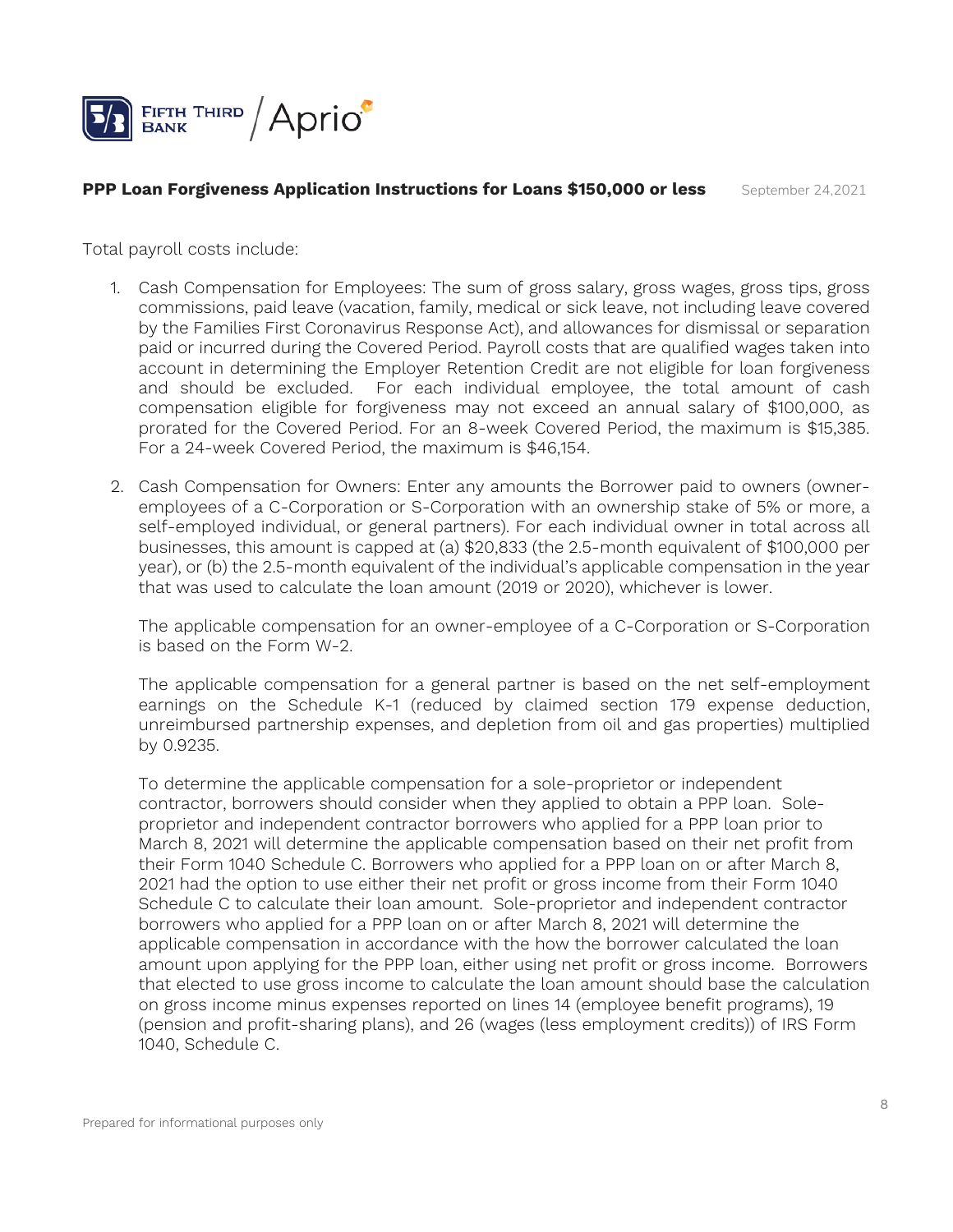Total payroll costs include:

1. Cash Compensation for Employees: The sum of gross salary, gross wages, gross tips, gross commissions, paid leave (vacation, family, medical or sick leave, not including leave covered by the Families First Coronavirus Response Act), and allowances for dismissal or separation paid or incurred during the Covered Period. Payroll costs that are qualified wages taken into account in determining the Employer Retention Credit are not eligible for loan forgiveness and should be excluded. For each individual employee, the total amount of cash compensation eligible for forgiveness may not exceed an annual salary of $100,000, as prorated for the Covered Period. For an 8-week Covered Period, the maximum is $15,385. For a 24-week Covered Period, the maximum is $46,154.

2. Cash Compensation for Owners: Enter any amounts the Borrower paid to owners (owner-employees of a C-Corporation or S-Corporation with an ownership stake of 5% or more, a self-employed individual, or general partners). For each individual owner in total across all businesses, this amount is capped at (a) $20,833 (the 2.5-month equivalent of $100,000 per year), or (b) the 2.5-month equivalent of the individual's applicable compensation in the year that was used to calculate the loan amount (2019 or 2020), whichever is lower.

   The applicable compensation for an owner-employee of a C-Corporation or S-Corporation is based on the Form W-2.

   The applicable compensation for a general partner is based on the net self-employment earnings on the Schedule K-1 (reduced by claimed section 179 expense deduction, unreimbursed partnership expenses, and depletion from oil and gas properties) multiplied by 0.9235.

   To determine the applicable compensation for a sole-proprietor or independent contractor, borrowers should consider when they applied to obtain a PPP loan. Sole-proprietor and independent contractor borrowers who applied for a PPP loan prior to March 8, 2021 will determine the applicable compensation based on their net profit from their Form 1040 Schedule C. Borrowers who applied for a PPP loan on or after March 8, 2021 had the option to use either their net profit or gross income from their Form 1040 Schedule C to calculate their loan amount. Sole-proprietor and independent contractor borrowers who applied for a PPP loan on or after March 8, 2021 will determine the applicable compensation in accordance with the how the borrower calculated the loan amount upon applying for the PPP loan, either using net profit or gross income. Borrowers that elected to use gross income to calculate the loan amount should base the calculation on gross income minus expenses reported on lines 14 (employee benefit programs), 19 (pension and profit-sharing plans), and 26 (wages (less employment credits)) of IRS Form 1040, Schedule C.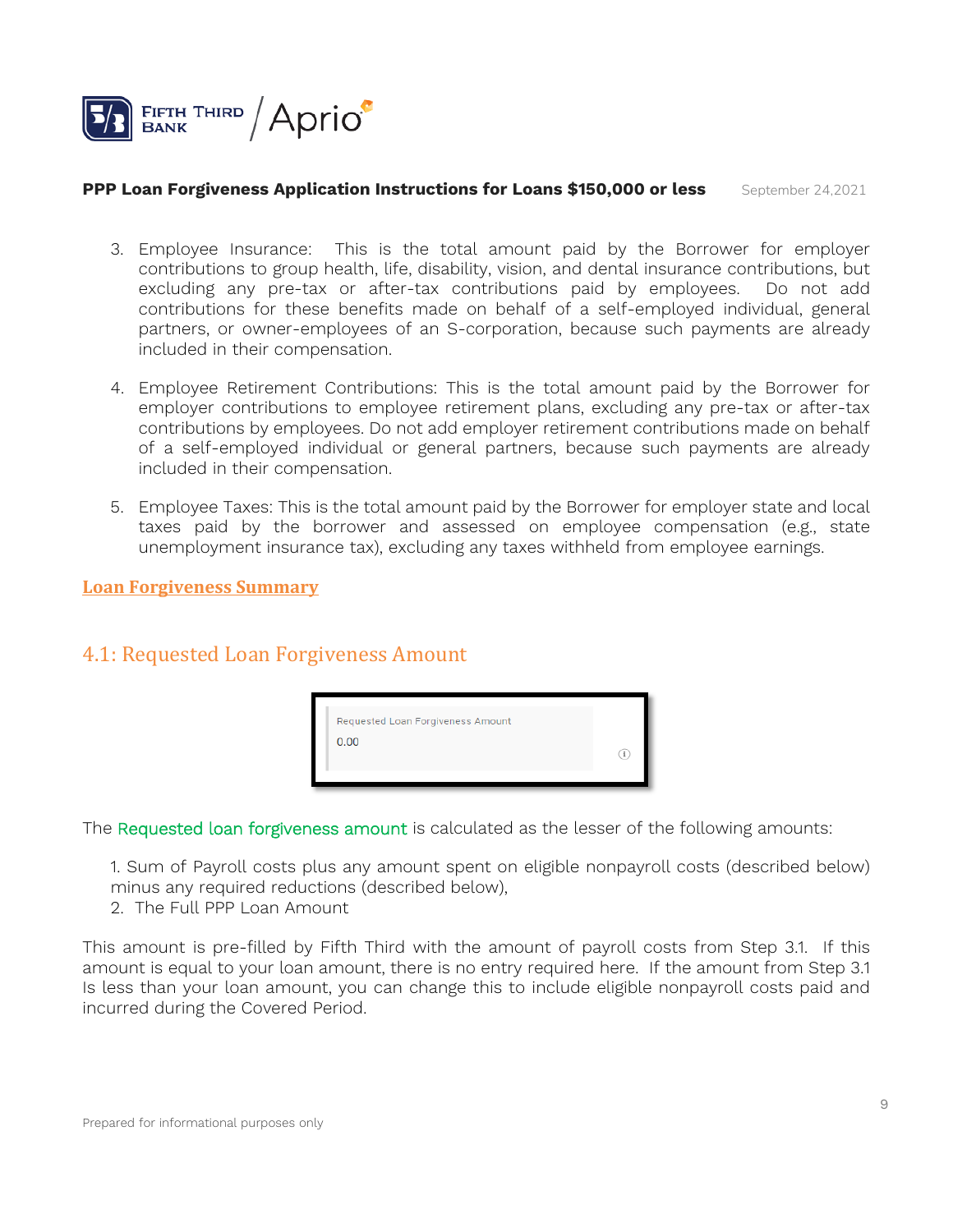3. Employee Insurance: This is the total amount paid by the Borrower for employer contributions to group health, life, disability, vision, and dental insurance contributions, but excluding any pre-tax or after-tax contributions paid by employees. Do not add contributions for these benefits made on behalf of a self-employed individual, general partners, or owner-employees of an S-corporation, because such payments are already included in their compensation.

4. Employee Retirement Contributions: This is the total amount paid by the Borrower for employer contributions to employee retirement plans, excluding any pre-tax or after-tax contributions by employees. Do not add employer retirement contributions made on behalf of a self-employed individual or general partners, because such payments are already included in their compensation.

5. Employee Taxes: This is the total amount paid by the Borrower for employer state and local taxes paid by the borrower and assessed on employee compensation (e.g., state unemployment insurance tax), excluding any taxes withheld from employee earnings.

**Loan Forgiveness Summary**

## 4.1: Requested Loan Forgiveness Amount

Requested Loan Forgiveness Amount
0.00

The Requested loan forgiveness amount is calculated as the lesser of the following amounts:

1. Sum of Payroll costs plus any amount spent on eligible nonpayroll costs (described below) minus any required reductions (described below),
2. The Full PPP Loan Amount

This amount is pre-filled by Fifth Third with the amount of payroll costs from Step 3.1. If this amount is equal to your loan amount, there is no entry required here. If the amount from Step 3.1 Is less than your loan amount, you can change this to include eligible nonpayroll costs paid and incurred during the Covered Period.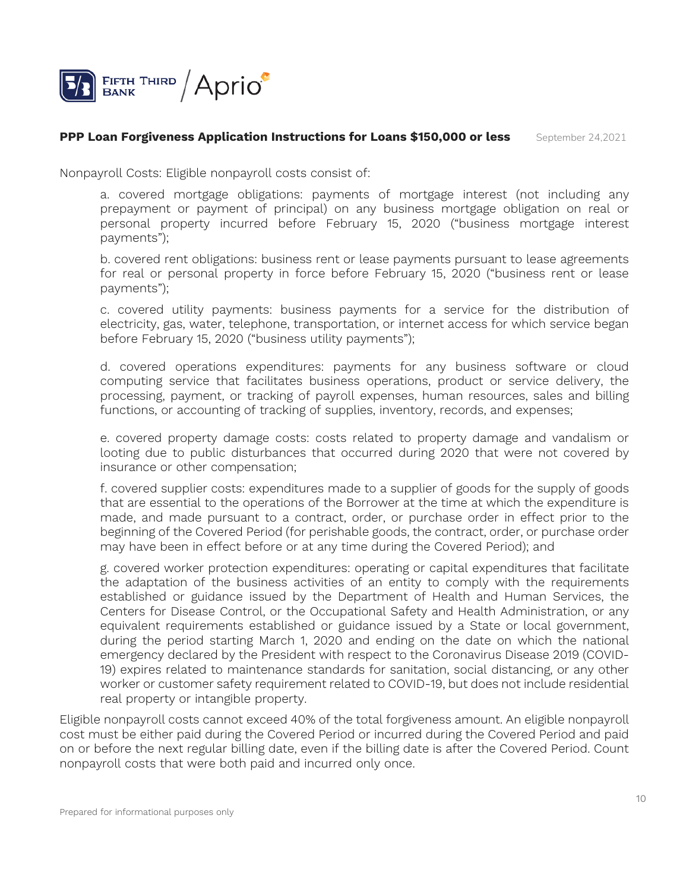Nonpayroll Costs: Eligible nonpayroll costs consist of:

a. covered mortgage obligations: payments of mortgage interest (not including any prepayment or payment of principal) on any business mortgage obligation on real or personal property incurred before February 15, 2020 ("business mortgage interest payments");

b. covered rent obligations: business rent or lease payments pursuant to lease agreements for real or personal property in force before February 15, 2020 ("business rent or lease payments");

c. covered utility payments: business payments for a service for the distribution of electricity, gas, water, telephone, transportation, or internet access for which service began before February 15, 2020 ("business utility payments");

d. covered operations expenditures: payments for any business software or cloud computing service that facilitates business operations, product or service delivery, the processing, payment, or tracking of payroll expenses, human resources, sales and billing functions, or accounting of tracking of supplies, inventory, records, and expenses;

e. covered property damage costs: costs related to property damage and vandalism or looting due to public disturbances that occurred during 2020 that were not covered by insurance or other compensation;

f. covered supplier costs: expenditures made to a supplier of goods for the supply of goods that are essential to the operations of the Borrower at the time at which the expenditure is made, and made pursuant to a contract, order, or purchase order in effect prior to the beginning of the Covered Period (for perishable goods, the contract, order, or purchase order may have been in effect before or at any time during the Covered Period); and

g. covered worker protection expenditures: operating or capital expenditures that facilitate the adaptation of the business activities of an entity to comply with the requirements established or guidance issued by the Department of Health and Human Services, the Centers for Disease Control, or the Occupational Safety and Health Administration, or any equivalent requirements established or guidance issued by a State or local government, during the period starting March 1, 2020 and ending on the date on which the national emergency declared by the President with respect to the Coronavirus Disease 2019 (COVID-19) expires related to maintenance standards for sanitation, social distancing, or any other worker or customer safety requirement related to COVID-19, but does not include residential real property or intangible property.

Eligible nonpayroll costs cannot exceed 40% of the total forgiveness amount. An eligible nonpayroll cost must be either paid during the Covered Period or incurred during the Covered Period and paid on or before the next regular billing date, even if the billing date is after the Covered Period. Count nonpayroll costs that were both paid and incurred only once.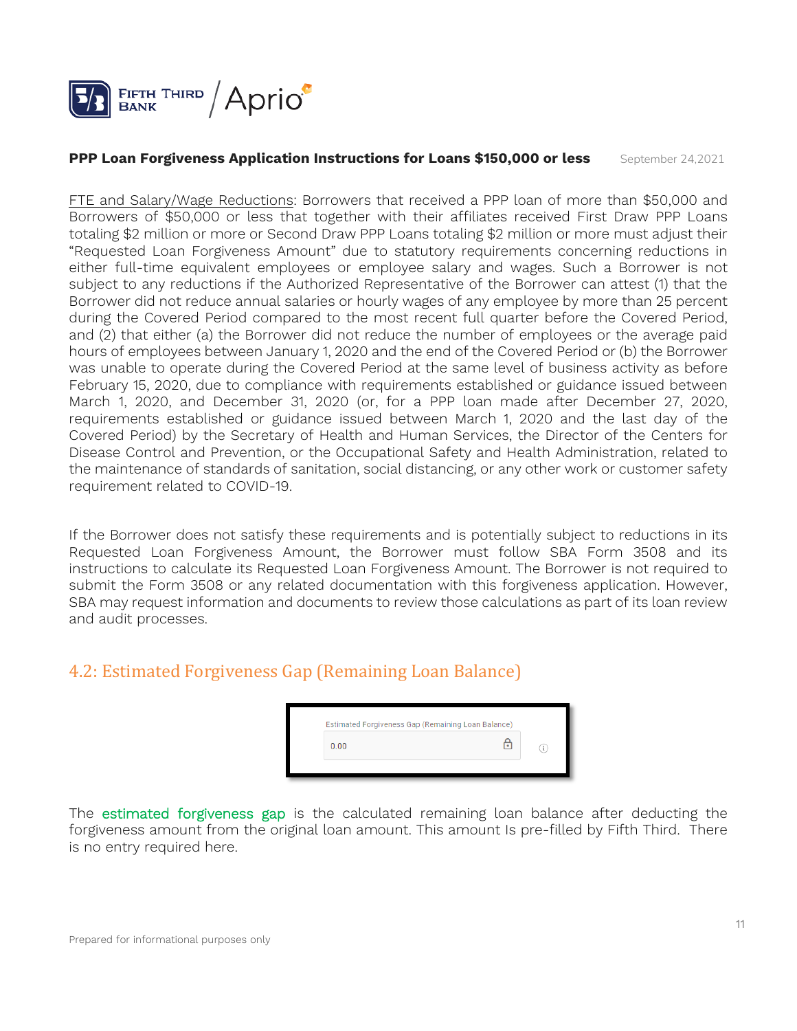**PPP Loan Forgiveness Application Instructions for Loans $150,000 or less** September 24,2021

FTE and Salary/Wage Reductions: Borrowers that received a PPP loan of more than $50,000 and Borrowers of $50,000 or less that together with their affiliates received First Draw PPP Loans totaling $2 million or more or Second Draw PPP Loans totaling $2 million or more must adjust their "Requested Loan Forgiveness Amount" due to statutory requirements concerning reductions in either full-time equivalent employees or employee salary and wages. Such a Borrower is not subject to any reductions if the Authorized Representative of the Borrower can attest (1) that the Borrower did not reduce annual salaries or hourly wages of any employee by more than 25 percent during the Covered Period compared to the most recent full quarter before the Covered Period, and (2) that either (a) the Borrower did not reduce the number of employees or the average paid hours of employees between January 1, 2020 and the end of the Covered Period or (b) the Borrower was unable to operate during the Covered Period at the same level of business activity as before February 15, 2020, due to compliance with requirements established or guidance issued between March 1, 2020, and December 31, 2020 (or, for a PPP loan made after December 27, 2020, requirements established or guidance issued between March 1, 2020 and the last day of the Covered Period) by the Secretary of Health and Human Services, the Director of the Centers for Disease Control and Prevention, or the Occupational Safety and Health Administration, related to the maintenance of standards of sanitation, social distancing, or any other work or customer safety requirement related to COVID-19.

If the Borrower does not satisfy these requirements and is potentially subject to reductions in its Requested Loan Forgiveness Amount, the Borrower must follow SBA Form 3508 and its instructions to calculate its Requested Loan Forgiveness Amount. The Borrower is not required to submit the Form 3508 or any related documentation with this forgiveness application. However, SBA may request information and documents to review those calculations as part of its loan review and audit processes.

## 4.2: Estimated Forgiveness Gap (Remaining Loan Balance)

Estimated Forgiveness Gap (Remaining Loan Balance)
0.00

The estimated forgiveness gap is the calculated remaining loan balance after deducting the forgiveness amount from the original loan amount. This amount Is pre-filled by Fifth Third. There is no entry required here.

Prepared for informational purposes only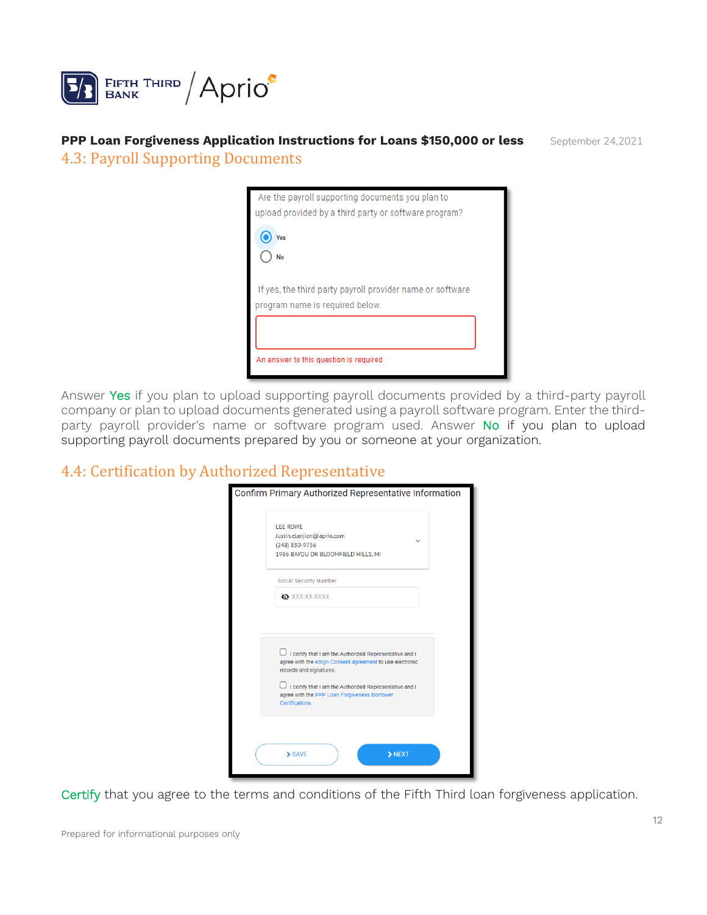**PPP Loan Forgiveness Application Instructions for Loans $150,000 or less** September 24,2021

## 4.3: Payroll Supporting Documents

Are the payroll supporting documents you plan to upload provided by a third party or software program?

- Yes
- No

If yes, the third party payroll provider name or software program name is required below.

An answer to this question is required

Answer Yes if you plan to upload supporting payroll documents provided by a third-party payroll company or plan to upload documents generated using a payroll software program. Enter the third-party payroll provider's name or software program used. Answer No if you plan to upload supporting payroll documents prepared by you or someone at your organization.

## 4.4: Certification by Authorized Representative

Confirm Primary Authorized Representative Information

LEE ROWE
Justin.elanjian@aprio.com
(248) 830-9756
1986 BAYOU DR BLOOMFIELD HILLS, MI

Social Security Number
XXX-XX-XXXX

- [ ] I certify that I am the Authorized Representative and I agree with the eSign Consent agreement to use electronic records and signatures.
- [ ] I certify that I am the Authorized Representative and I agree with the PPP Loan Forgiveness Borrower Certifications.

SAVE | NEXT

Certify that you agree to the terms and conditions of the Fifth Third loan forgiveness application.

Prepared for informational purposes only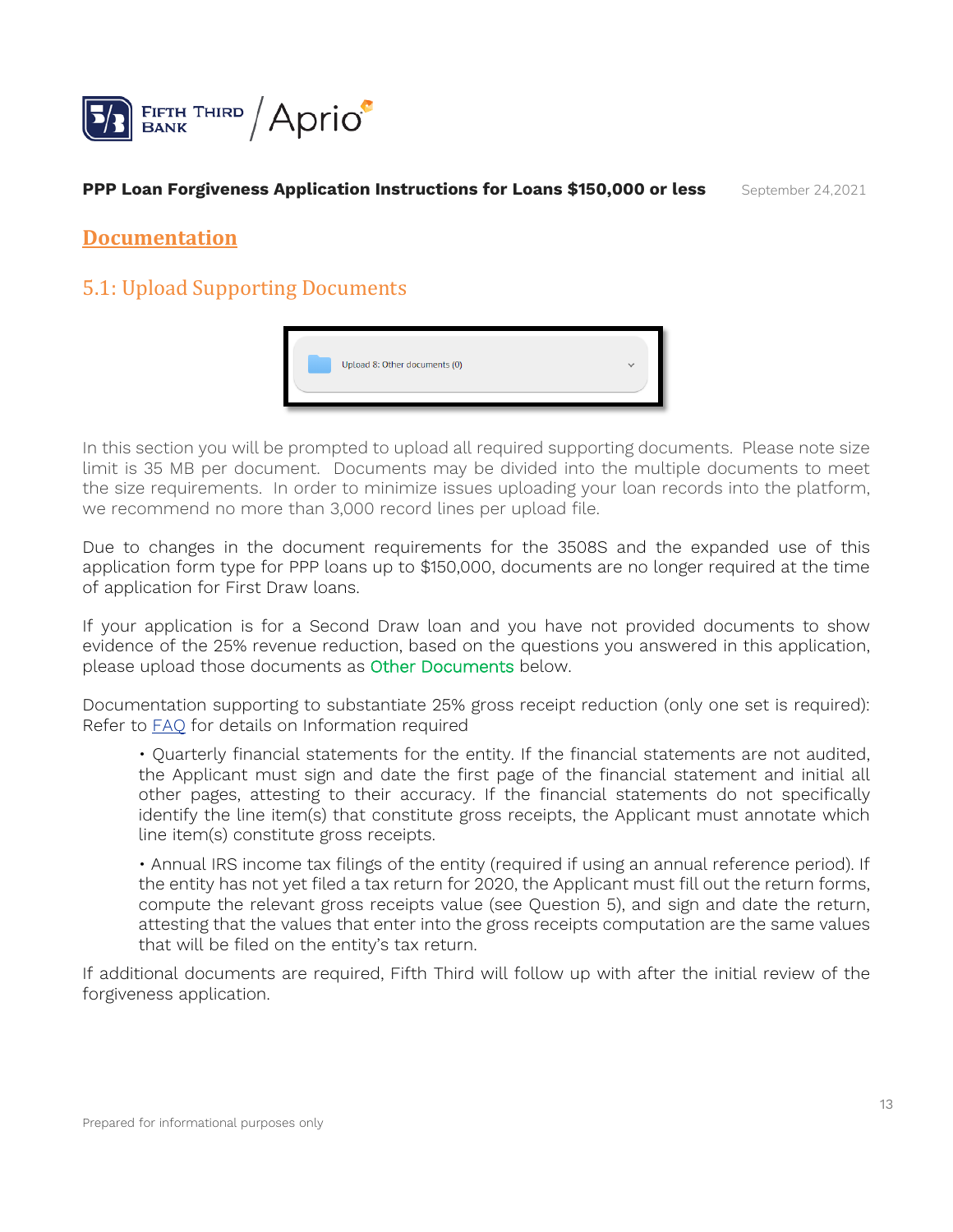**PPP Loan Forgiveness Application Instructions for Loans $150,000 or less** September 24,2021

## Documentation

### 5.1: Upload Supporting Documents

Upload 8: Other documents (0)

In this section you will be prompted to upload all required supporting documents. Please note size limit is 35 MB per document. Documents may be divided into the multiple documents to meet the size requirements. In order to minimize issues uploading your loan records into the platform, we recommend no more than 3,000 record lines per upload file.

Due to changes in the document requirements for the 3508S and the expanded use of this application form type for PPP loans up to $150,000, documents are no longer required at the time of application for First Draw loans.

If your application is for a Second Draw loan and you have not provided documents to show evidence of the 25% revenue reduction, based on the questions you answered in this application, please upload those documents as Other Documents below.

Documentation supporting to substantiate 25% gross receipt reduction (only one set is required): Refer to FAQ for details on Information required

- Quarterly financial statements for the entity. If the financial statements are not audited, the Applicant must sign and date the first page of the financial statement and initial all other pages, attesting to their accuracy. If the financial statements do not specifically identify the line item(s) that constitute gross receipts, the Applicant must annotate which line item(s) constitute gross receipts.
- Annual IRS income tax filings of the entity (required if using an annual reference period). If the entity has not yet filed a tax return for 2020, the Applicant must fill out the return forms, compute the relevant gross receipts value (see Question 5), and sign and date the return, attesting that the values that enter into the gross receipts computation are the same values that will be filed on the entity's tax return.

If additional documents are required, Fifth Third will follow up with after the initial review of the forgiveness application.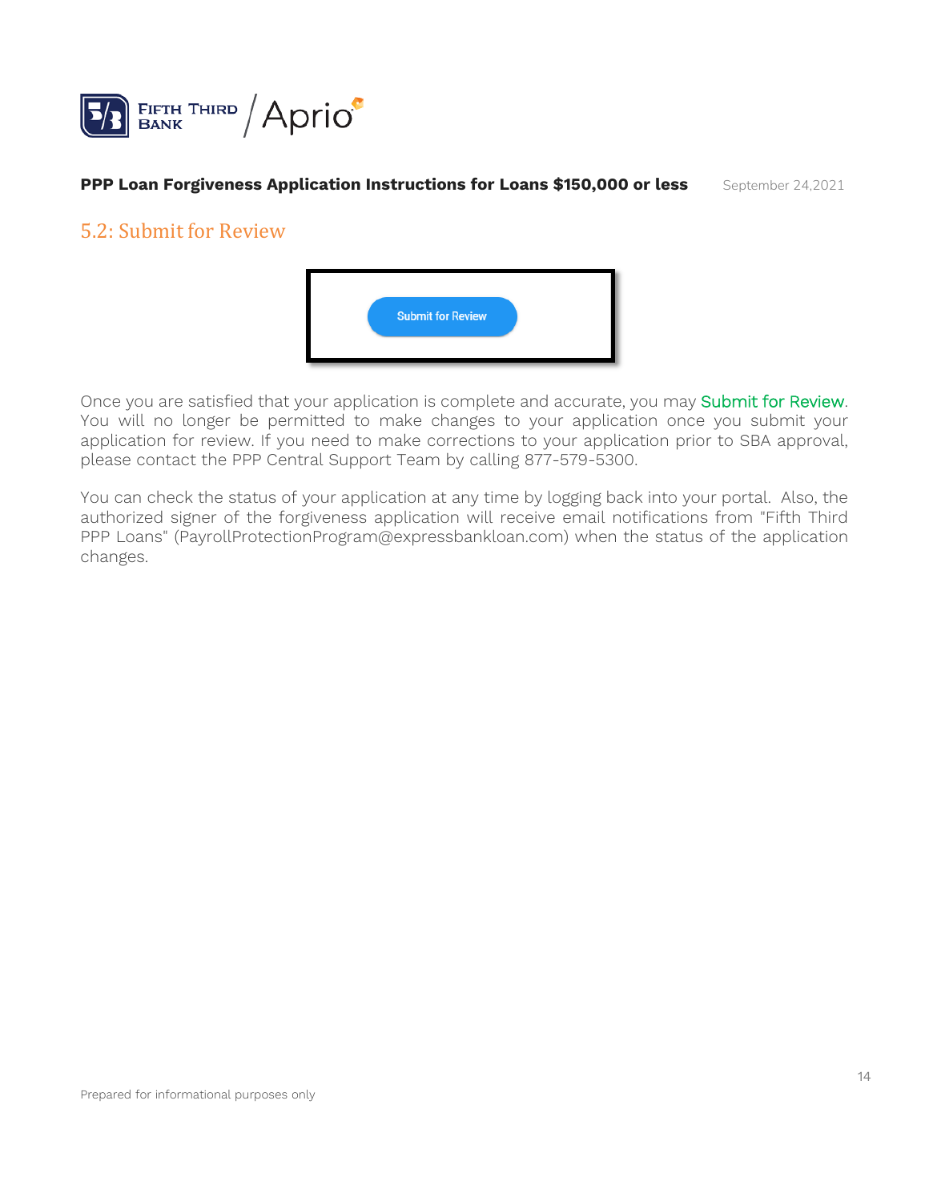## 5.2: Submit for Review

Submit for Review

Once you are satisfied that your application is complete and accurate, you may Submit for Review. You will no longer be permitted to make changes to your application once you submit your application for review. If you need to make corrections to your application prior to SBA approval, please contact the PPP Central Support Team by calling 877-579-5300.

You can check the status of your application at any time by logging back into your portal. Also, the authorized signer of the forgiveness application will receive email notifications from "Fifth Third PPP Loans" (PayrollProtectionProgram@expressbankloan.com) when the status of the application changes.